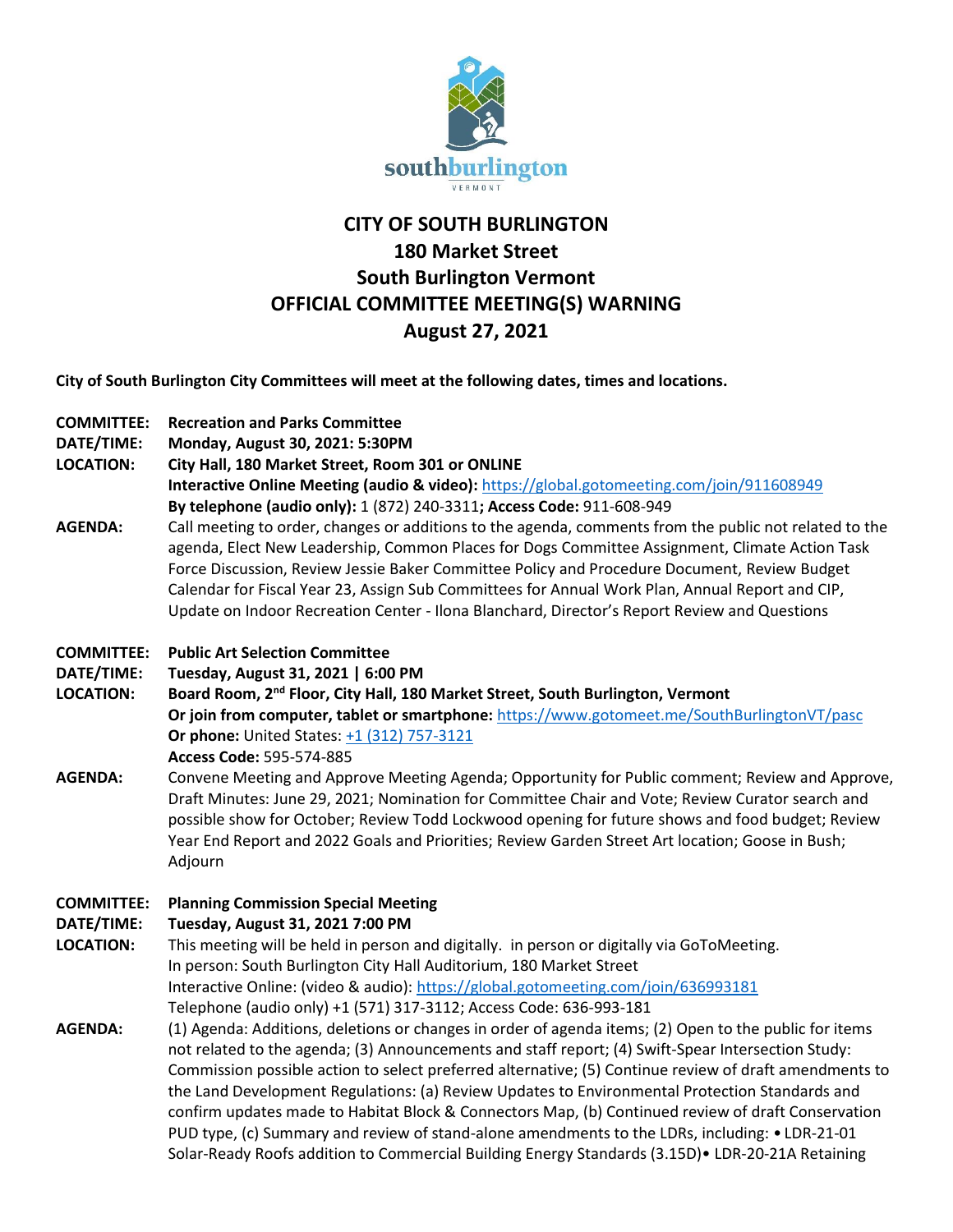# CITY OF SOUTH BURLINGTON
## 180 Market Street
## South Burlington Vermont
## OFFICIAL COMMITTEE MEETING(S) WARNING
## August 27, 2021

**City of South Burlington City Committees will meet at the following dates, times and locations.**

**COMMITTEE:** **Recreation and Parks Committee**
**DATE/TIME:** **Monday, August 30, 2021: 5:30PM**
**LOCATION:** **City Hall, 180 Market Street, Room 301 or ONLINE**
**Interactive Online Meeting (audio & video):** https://global.gotomeeting.com/join/911608949
**By telephone (audio only):** 1 (872) 240-3311**; Access Code:** 911-608-949
**AGENDA:** Call meeting to order, changes or additions to the agenda, comments from the public not related to the agenda, Elect New Leadership, Common Places for Dogs Committee Assignment, Climate Action Task Force Discussion, Review Jessie Baker Committee Policy and Procedure Document, Review Budget Calendar for Fiscal Year 23, Assign Sub Committees for Annual Work Plan, Annual Report and CIP, Update on Indoor Recreation Center - Ilona Blanchard, Director's Report Review and Questions

**COMMITTEE:** **Public Art Selection Committee**
**DATE/TIME:** **Tuesday, August 31, 2021 | 6:00 PM**
**LOCATION:** **Board Room, 2nd Floor, City Hall, 180 Market Street, South Burlington, Vermont**
**Or join from computer, tablet or smartphone:** https://www.gotomeet.me/SouthBurlingtonVT/pasc
**Or phone:** United States: +1 (312) 757-3121
**Access Code:** 595-574-885
**AGENDA:** Convene Meeting and Approve Meeting Agenda; Opportunity for Public comment; Review and Approve, Draft Minutes: June 29, 2021; Nomination for Committee Chair and Vote; Review Curator search and possible show for October; Review Todd Lockwood opening for future shows and food budget; Review Year End Report and 2022 Goals and Priorities; Review Garden Street Art location; Goose in Bush; Adjourn

**COMMITTEE:** **Planning Commission Special Meeting**
**DATE/TIME:** **Tuesday, August 31, 2021 7:00 PM**
**LOCATION:** This meeting will be held in person and digitally. in person or digitally via GoToMeeting.
In person: South Burlington City Hall Auditorium, 180 Market Street
Interactive Online: (video & audio): https://global.gotomeeting.com/join/636993181
Telephone (audio only) +1 (571) 317-3112; Access Code: 636-993-181
**AGENDA:** (1) Agenda: Additions, deletions or changes in order of agenda items; (2) Open to the public for items not related to the agenda; (3) Announcements and staff report; (4) Swift-Spear Intersection Study: Commission possible action to select preferred alternative; (5) Continue review of draft amendments to the Land Development Regulations: (a) Review Updates to Environmental Protection Standards and confirm updates made to Habitat Block & Connectors Map, (b) Continued review of draft Conservation PUD type, (c) Summary and review of stand-alone amendments to the LDRs, including: • LDR-21-01 Solar-Ready Roofs addition to Commercial Building Energy Standards (3.15D)• LDR-20-21A Retaining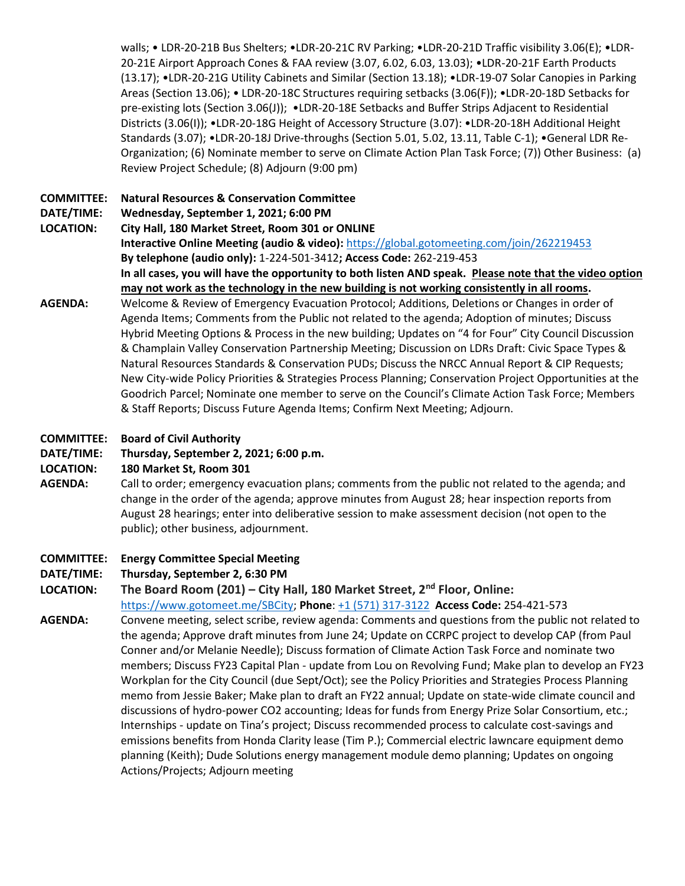walls; • LDR-20-21B Bus Shelters; •LDR-20-21C RV Parking; •LDR-20-21D Traffic visibility 3.06(E); •LDR-20-21E Airport Approach Cones & FAA review (3.07, 6.02, 6.03, 13.03); •LDR-20-21F Earth Products (13.17); •LDR-20-21G Utility Cabinets and Similar (Section 13.18); •LDR-19-07 Solar Canopies in Parking Areas (Section 13.06); • LDR-20-18C Structures requiring setbacks (3.06(F)); •LDR-20-18D Setbacks for pre-existing lots (Section 3.06(J)); •LDR-20-18E Setbacks and Buffer Strips Adjacent to Residential Districts (3.06(I)); •LDR-20-18G Height of Accessory Structure (3.07): •LDR-20-18H Additional Height Standards (3.07); •LDR-20-18J Drive-throughs (Section 5.01, 5.02, 13.11, Table C-1); •General LDR Re-Organization; (6) Nominate member to serve on Climate Action Plan Task Force; (7)) Other Business: (a) Review Project Schedule; (8) Adjourn (9:00 pm)

**COMMITTEE: Natural Resources & Conservation Committee**
**DATE/TIME: Wednesday, September 1, 2021; 6:00 PM**
**LOCATION: City Hall, 180 Market Street, Room 301 or ONLINE**
**Interactive Online Meeting (audio & video):** https://global.gotomeeting.com/join/262219453
**By telephone (audio only):** 1-224-501-3412**; Access Code:** 262-219-453
**In all cases, you will have the opportunity to both listen AND speak. Please note that the video option may not work as the technology in the new building is not working consistently in all rooms.**

**AGENDA:** Welcome & Review of Emergency Evacuation Protocol; Additions, Deletions or Changes in order of Agenda Items; Comments from the Public not related to the agenda; Adoption of minutes; Discuss Hybrid Meeting Options & Process in the new building; Updates on "4 for Four" City Council Discussion & Champlain Valley Conservation Partnership Meeting; Discussion on LDRs Draft: Civic Space Types & Natural Resources Standards & Conservation PUDs; Discuss the NRCC Annual Report & CIP Requests; New City-wide Policy Priorities & Strategies Process Planning; Conservation Project Opportunities at the Goodrich Parcel; Nominate one member to serve on the Council's Climate Action Task Force; Members & Staff Reports; Discuss Future Agenda Items; Confirm Next Meeting; Adjourn.

**COMMITTEE: Board of Civil Authority**
**DATE/TIME: Thursday, September 2, 2021; 6:00 p.m.**
**LOCATION: 180 Market St, Room 301**

**AGENDA:** Call to order; emergency evacuation plans; comments from the public not related to the agenda; and change in the order of the agenda; approve minutes from August 28; hear inspection reports from August 28 hearings; enter into deliberative session to make assessment decision (not open to the public); other business, adjournment.

**COMMITTEE: Energy Committee Special Meeting**
**DATE/TIME: Thursday, September 2, 6:30 PM**
**LOCATION: The Board Room (201) – City Hall, 180 Market Street, 2nd Floor, Online:** https://www.gotomeet.me/SBCity; **Phone**: +1 (571) 317-3122 **Access Code:** 254-421-573

**AGENDA:** Convene meeting, select scribe, review agenda: Comments and questions from the public not related to the agenda; Approve draft minutes from June 24; Update on CCRPC project to develop CAP (from Paul Conner and/or Melanie Needle); Discuss formation of Climate Action Task Force and nominate two members; Discuss FY23 Capital Plan - update from Lou on Revolving Fund; Make plan to develop an FY23 Workplan for the City Council (due Sept/Oct); see the Policy Priorities and Strategies Process Planning memo from Jessie Baker; Make plan to draft an FY22 annual; Update on state-wide climate council and discussions of hydro-power $CO_2$ accounting; Ideas for funds from Energy Prize Solar Consortium, etc.; Internships - update on Tina's project; Discuss recommended process to calculate cost-savings and emissions benefits from Honda Clarity lease (Tim P.); Commercial electric lawncare equipment demo planning (Keith); Dude Solutions energy management module demo planning; Updates on ongoing Actions/Projects; Adjourn meeting